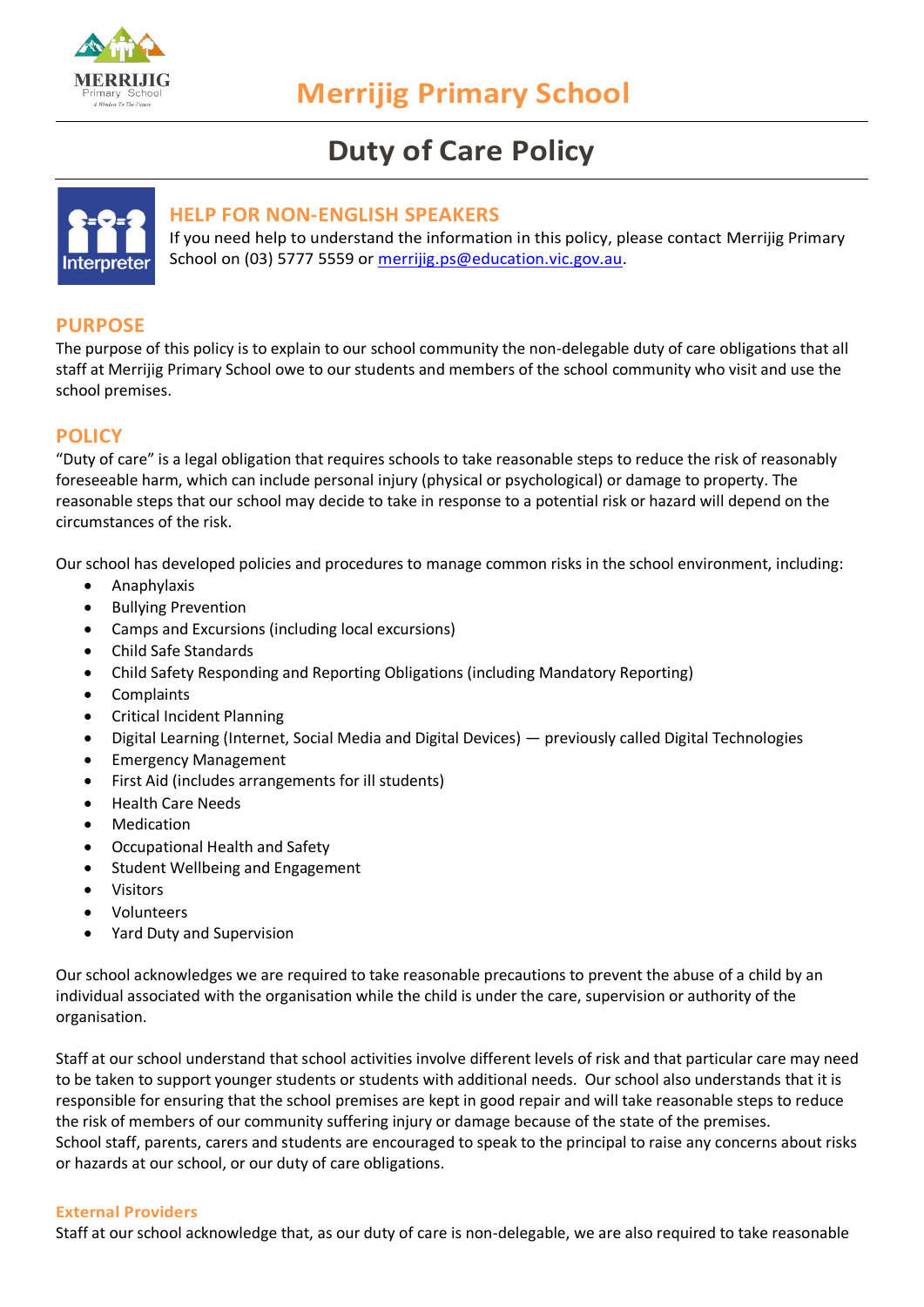# Merrijig Primary School

## Duty of Care Policy

### HELP FOR NON-ENGLISH SPEAKERS

If you need help to understand the information in this policy, please contact Merrijig Primary School on (03) 5777 5559 or merrijig.ps@education.vic.gov.au.

## PURPOSE

The purpose of this policy is to explain to our school community the non-delegable duty of care obligations that all staff at Merrijig Primary School owe to our students and members of the school community who visit and use the school premises.

## POLICY

"Duty of care" is a legal obligation that requires schools to take reasonable steps to reduce the risk of reasonably foreseeable harm, which can include personal injury (physical or psychological) or damage to property. The reasonable steps that our school may decide to take in response to a potential risk or hazard will depend on the circumstances of the risk.

Our school has developed policies and procedures to manage common risks in the school environment, including:

- Anaphylaxis
- Bullying Prevention
- Camps and Excursions (including local excursions)
- Child Safe Standards
- Child Safety Responding and Reporting Obligations (including Mandatory Reporting)
- Complaints
- Critical Incident Planning
- Digital Learning (Internet, Social Media and Digital Devices) — previously called Digital Technologies
- Emergency Management
- First Aid (includes arrangements for ill students)
- Health Care Needs
- Medication
- Occupational Health and Safety
- Student Wellbeing and Engagement
- Visitors
- Volunteers
- Yard Duty and Supervision

Our school acknowledges we are required to take reasonable precautions to prevent the abuse of a child by an individual associated with the organisation while the child is under the care, supervision or authority of the organisation.

Staff at our school understand that school activities involve different levels of risk and that particular care may need to be taken to support younger students or students with additional needs. Our school also understands that it is responsible for ensuring that the school premises are kept in good repair and will take reasonable steps to reduce the risk of members of our community suffering injury or damage because of the state of the premises.
School staff, parents, carers and students are encouraged to speak to the principal to raise any concerns about risks or hazards at our school, or our duty of care obligations.

#### External Providers

Staff at our school acknowledge that, as our duty of care is non-delegable, we are also required to take reasonable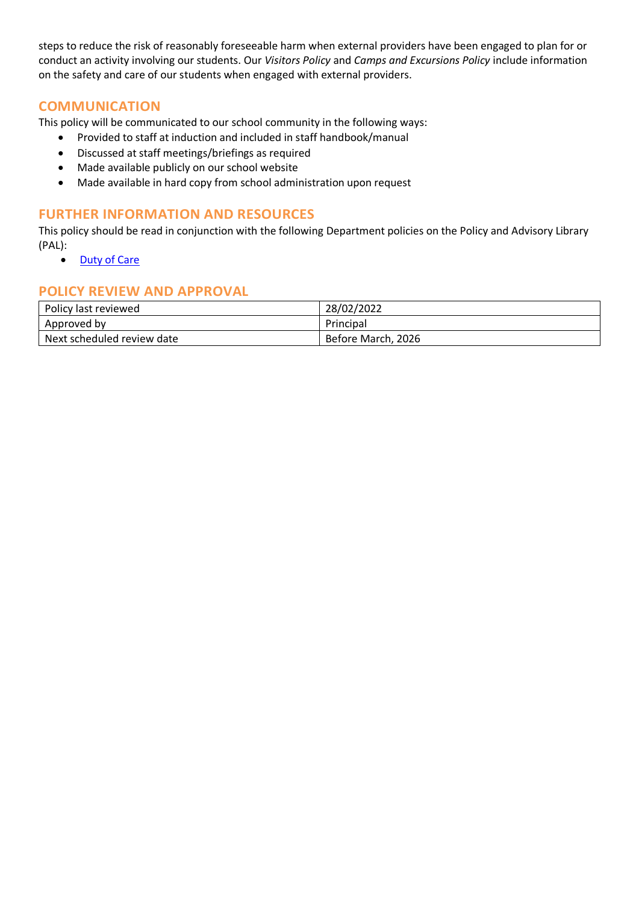steps to reduce the risk of reasonably foreseeable harm when external providers have been engaged to plan for or conduct an activity involving our students. Our *Visitors Policy* and *Camps and Excursions Policy* include information on the safety and care of our students when engaged with external providers.

## COMMUNICATION

This policy will be communicated to our school community in the following ways:

- Provided to staff at induction and included in staff handbook/manual
- Discussed at staff meetings/briefings as required
- Made available publicly on our school website
- Made available in hard copy from school administration upon request

## FURTHER INFORMATION AND RESOURCES

This policy should be read in conjunction with the following Department policies on the Policy and Advisory Library (PAL):

- Duty of Care

## POLICY REVIEW AND APPROVAL

| | |
|---|---|
| Policy last reviewed | 28/02/2022 |
| Approved by | Principal |
| Next scheduled review date | Before March, 2026 |